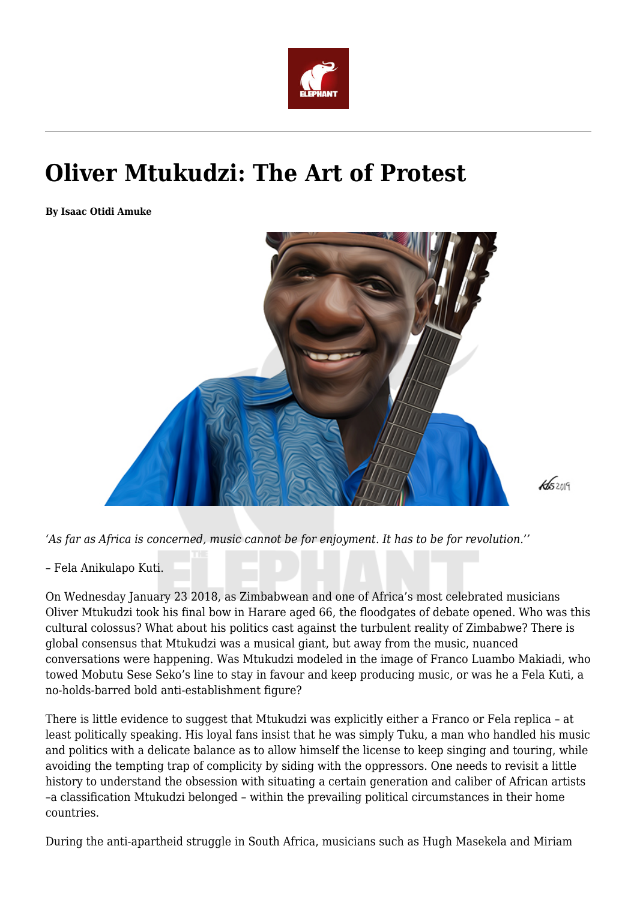# Oliver Mtukudzi: The Art of Protest

**By Isaac Otidi Amuke**

*'As far as Africa is concerned, music cannot be for enjoyment. It has to be for revolution.''*

– Fela Anikulapo Kuti.

On Wednesday January 23 2018, as Zimbabwean and one of Africa's most celebrated musicians Oliver Mtukudzi took his final bow in Harare aged 66, the floodgates of debate opened. Who was this cultural colossus? What about his politics cast against the turbulent reality of Zimbabwe? There is global consensus that Mtukudzi was a musical giant, but away from the music, nuanced conversations were happening. Was Mtukudzi modeled in the image of Franco Luambo Makiadi, who towed Mobutu Sese Seko's line to stay in favour and keep producing music, or was he a Fela Kuti, a no-holds-barred bold anti-establishment figure?

There is little evidence to suggest that Mtukudzi was explicitly either a Franco or Fela replica – at least politically speaking. His loyal fans insist that he was simply Tuku, a man who handled his music and politics with a delicate balance as to allow himself the license to keep singing and touring, while avoiding the tempting trap of complicity by siding with the oppressors. One needs to revisit a little history to understand the obsession with situating a certain generation and caliber of African artists –a classification Mtukudzi belonged – within the prevailing political circumstances in their home countries.

During the anti-apartheid struggle in South Africa, musicians such as Hugh Masekela and Miriam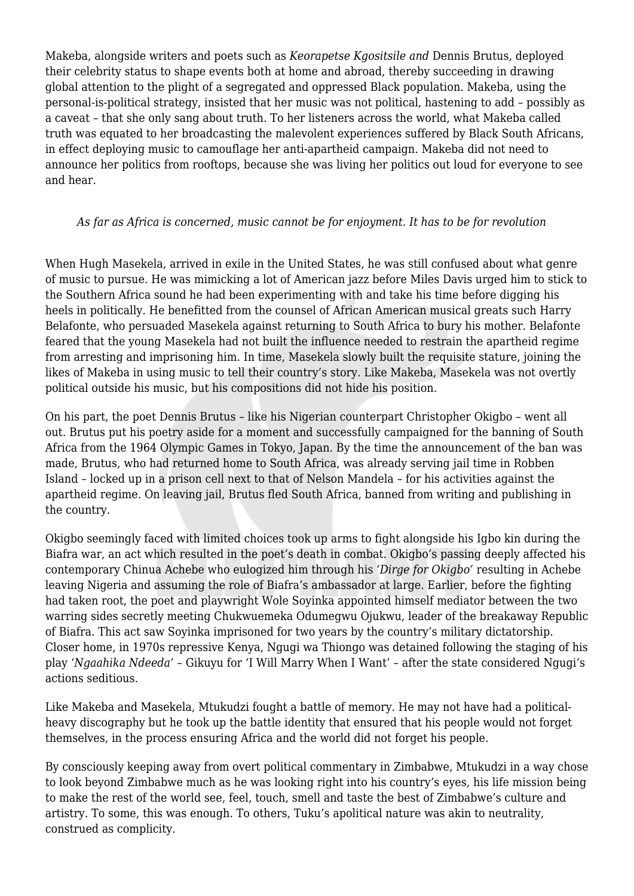Makeba, alongside writers and poets such as *Keorapetse Kgositsile and* Dennis Brutus, deployed their celebrity status to shape events both at home and abroad, thereby succeeding in drawing global attention to the plight of a segregated and oppressed Black population. Makeba, using the personal-is-political strategy, insisted that her music was not political, hastening to add – possibly as a caveat – that she only sang about truth. To her listeners across the world, what Makeba called truth was equated to her broadcasting the malevolent experiences suffered by Black South Africans, in effect deploying music to camouflage her anti-apartheid campaign. Makeba did not need to announce her politics from rooftops, because she was living her politics out loud for everyone to see and hear.

*As far as Africa is concerned, music cannot be for enjoyment. It has to be for revolution*

When Hugh Masekela, arrived in exile in the United States, he was still confused about what genre of music to pursue. He was mimicking a lot of American jazz before Miles Davis urged him to stick to the Southern Africa sound he had been experimenting with and take his time before digging his heels in politically. He benefitted from the counsel of African American musical greats such Harry Belafonte, who persuaded Masekela against returning to South Africa to bury his mother. Belafonte feared that the young Masekela had not built the influence needed to restrain the apartheid regime from arresting and imprisoning him. In time, Masekela slowly built the requisite stature, joining the likes of Makeba in using music to tell their country's story. Like Makeba, Masekela was not overtly political outside his music, but his compositions did not hide his position.

On his part, the poet Dennis Brutus – like his Nigerian counterpart Christopher Okigbo – went all out. Brutus put his poetry aside for a moment and successfully campaigned for the banning of South Africa from the 1964 Olympic Games in Tokyo, Japan. By the time the announcement of the ban was made, Brutus, who had returned home to South Africa, was already serving jail time in Robben Island – locked up in a prison cell next to that of Nelson Mandela – for his activities against the apartheid regime. On leaving jail, Brutus fled South Africa, banned from writing and publishing in the country.

Okigbo seemingly faced with limited choices took up arms to fight alongside his Igbo kin during the Biafra war, an act which resulted in the poet's death in combat. Okigbo's passing deeply affected his contemporary Chinua Achebe who eulogized him through his *'Dirge for Okigbo'* resulting in Achebe leaving Nigeria and assuming the role of Biafra's ambassador at large. Earlier, before the fighting had taken root, the poet and playwright Wole Soyinka appointed himself mediator between the two warring sides secretly meeting Chukwuemeka Odumegwu Ojukwu, leader of the breakaway Republic of Biafra. This act saw Soyinka imprisoned for two years by the country's military dictatorship. Closer home, in 1970s repressive Kenya, Ngugi wa Thiongo was detained following the staging of his play *'Ngaahika Ndeeda'* – Gikuyu for 'I Will Marry When I Want' – after the state considered Ngugi's actions seditious.

Like Makeba and Masekela, Mtukudzi fought a battle of memory. He may not have had a political-heavy discography but he took up the battle identity that ensured that his people would not forget themselves, in the process ensuring Africa and the world did not forget his people.

By consciously keeping away from overt political commentary in Zimbabwe, Mtukudzi in a way chose to look beyond Zimbabwe much as he was looking right into his country's eyes, his life mission being to make the rest of the world see, feel, touch, smell and taste the best of Zimbabwe's culture and artistry. To some, this was enough. To others, Tuku's apolitical nature was akin to neutrality, construed as complicity.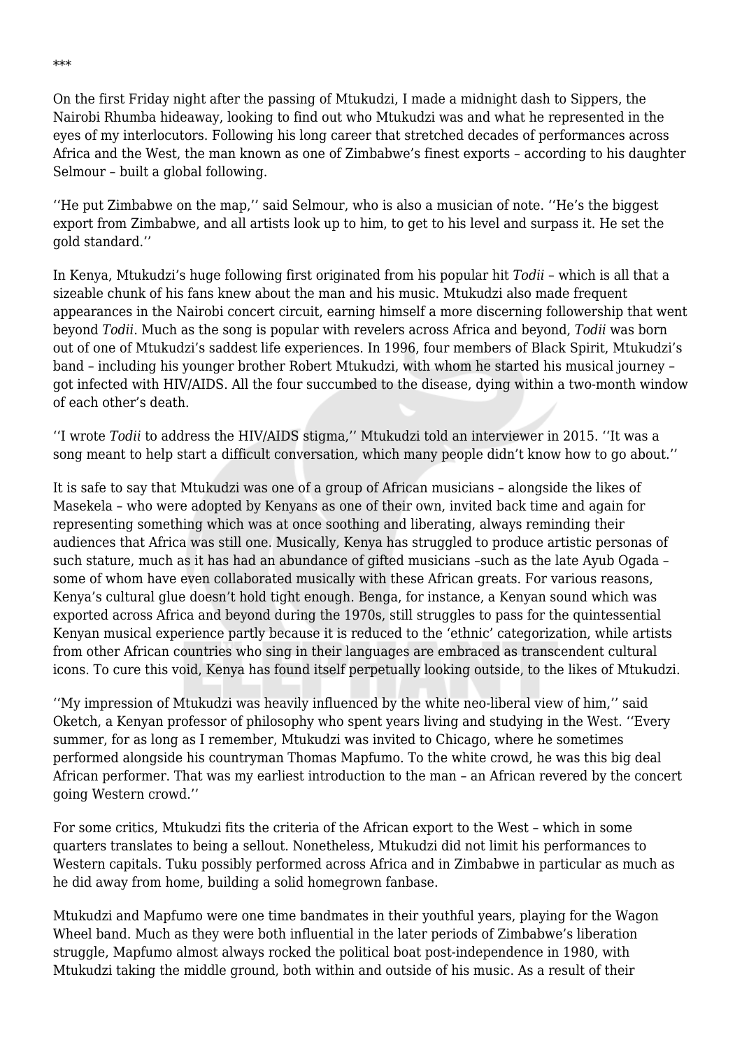***

On the first Friday night after the passing of Mtukudzi, I made a midnight dash to Sippers, the Nairobi Rhumba hideaway, looking to find out who Mtukudzi was and what he represented in the eyes of my interlocutors. Following his long career that stretched decades of performances across Africa and the West, the man known as one of Zimbabwe's finest exports – according to his daughter Selmour – built a global following.

''He put Zimbabwe on the map,'' said Selmour, who is also a musician of note. ''He's the biggest export from Zimbabwe, and all artists look up to him, to get to his level and surpass it. He set the gold standard.''

In Kenya, Mtukudzi's huge following first originated from his popular hit *Todii* – which is all that a sizeable chunk of his fans knew about the man and his music. Mtukudzi also made frequent appearances in the Nairobi concert circuit, earning himself a more discerning followership that went beyond *Todii*. Much as the song is popular with revelers across Africa and beyond, *Todii* was born out of one of Mtukudzi's saddest life experiences. In 1996, four members of Black Spirit, Mtukudzi's band – including his younger brother Robert Mtukudzi, with whom he started his musical journey – got infected with HIV/AIDS. All the four succumbed to the disease, dying within a two-month window of each other's death.

''I wrote *Todii* to address the HIV/AIDS stigma,'' Mtukudzi told an interviewer in 2015. ''It was a song meant to help start a difficult conversation, which many people didn't know how to go about.''

It is safe to say that Mtukudzi was one of a group of African musicians – alongside the likes of Masekela – who were adopted by Kenyans as one of their own, invited back time and again for representing something which was at once soothing and liberating, always reminding their audiences that Africa was still one. Musically, Kenya has struggled to produce artistic personas of such stature, much as it has had an abundance of gifted musicians –such as the late Ayub Ogada – some of whom have even collaborated musically with these African greats. For various reasons, Kenya's cultural glue doesn't hold tight enough. Benga, for instance, a Kenyan sound which was exported across Africa and beyond during the 1970s, still struggles to pass for the quintessential Kenyan musical experience partly because it is reduced to the 'ethnic' categorization, while artists from other African countries who sing in their languages are embraced as transcendent cultural icons. To cure this void, Kenya has found itself perpetually looking outside, to the likes of Mtukudzi.

''My impression of Mtukudzi was heavily influenced by the white neo-liberal view of him,'' said Oketch, a Kenyan professor of philosophy who spent years living and studying in the West. ''Every summer, for as long as I remember, Mtukudzi was invited to Chicago, where he sometimes performed alongside his countryman Thomas Mapfumo. To the white crowd, he was this big deal African performer. That was my earliest introduction to the man – an African revered by the concert going Western crowd.''

For some critics, Mtukudzi fits the criteria of the African export to the West – which in some quarters translates to being a sellout. Nonetheless, Mtukudzi did not limit his performances to Western capitals. Tuku possibly performed across Africa and in Zimbabwe in particular as much as he did away from home, building a solid homegrown fanbase.

Mtukudzi and Mapfumo were one time bandmates in their youthful years, playing for the Wagon Wheel band. Much as they were both influential in the later periods of Zimbabwe's liberation struggle, Mapfumo almost always rocked the political boat post-independence in 1980, with Mtukudzi taking the middle ground, both within and outside of his music. As a result of their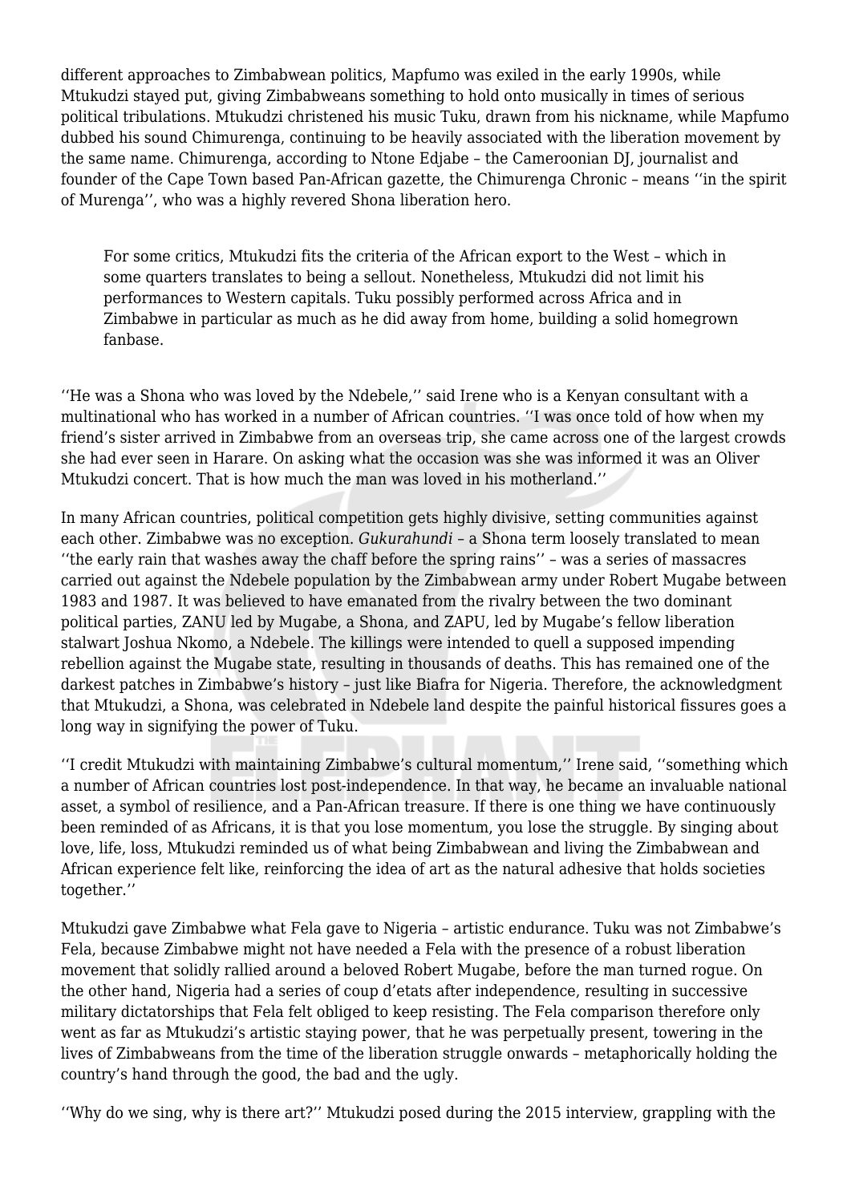different approaches to Zimbabwean politics, Mapfumo was exiled in the early 1990s, while Mtukudzi stayed put, giving Zimbabweans something to hold onto musically in times of serious political tribulations. Mtukudzi christened his music Tuku, drawn from his nickname, while Mapfumo dubbed his sound Chimurenga, continuing to be heavily associated with the liberation movement by the same name. Chimurenga, according to Ntone Edjabe – the Cameroonian DJ, journalist and founder of the Cape Town based Pan-African gazette, the Chimurenga Chronic – means ''in the spirit of Murenga'', who was a highly revered Shona liberation hero.

> For some critics, Mtukudzi fits the criteria of the African export to the West – which in some quarters translates to being a sellout. Nonetheless, Mtukudzi did not limit his performances to Western capitals. Tuku possibly performed across Africa and in Zimbabwe in particular as much as he did away from home, building a solid homegrown fanbase.

''He was a Shona who was loved by the Ndebele,'' said Irene who is a Kenyan consultant with a multinational who has worked in a number of African countries. ''I was once told of how when my friend's sister arrived in Zimbabwe from an overseas trip, she came across one of the largest crowds she had ever seen in Harare. On asking what the occasion was she was informed it was an Oliver Mtukudzi concert. That is how much the man was loved in his motherland.''

In many African countries, political competition gets highly divisive, setting communities against each other. Zimbabwe was no exception. *Gukurahundi* – a Shona term loosely translated to mean ''the early rain that washes away the chaff before the spring rains'' – was a series of massacres carried out against the Ndebele population by the Zimbabwean army under Robert Mugabe between 1983 and 1987. It was believed to have emanated from the rivalry between the two dominant political parties, ZANU led by Mugabe, a Shona, and ZAPU, led by Mugabe's fellow liberation stalwart Joshua Nkomo, a Ndebele. The killings were intended to quell a supposed impending rebellion against the Mugabe state, resulting in thousands of deaths. This has remained one of the darkest patches in Zimbabwe's history – just like Biafra for Nigeria. Therefore, the acknowledgment that Mtukudzi, a Shona, was celebrated in Ndebele land despite the painful historical fissures goes a long way in signifying the power of Tuku.

''I credit Mtukudzi with maintaining Zimbabwe's cultural momentum,'' Irene said, ''something which a number of African countries lost post-independence. In that way, he became an invaluable national asset, a symbol of resilience, and a Pan-African treasure. If there is one thing we have continuously been reminded of as Africans, it is that you lose momentum, you lose the struggle. By singing about love, life, loss, Mtukudzi reminded us of what being Zimbabwean and living the Zimbabwean and African experience felt like, reinforcing the idea of art as the natural adhesive that holds societies together.''

Mtukudzi gave Zimbabwe what Fela gave to Nigeria – artistic endurance. Tuku was not Zimbabwe's Fela, because Zimbabwe might not have needed a Fela with the presence of a robust liberation movement that solidly rallied around a beloved Robert Mugabe, before the man turned rogue. On the other hand, Nigeria had a series of coup d'etats after independence, resulting in successive military dictatorships that Fela felt obliged to keep resisting. The Fela comparison therefore only went as far as Mtukudzi's artistic staying power, that he was perpetually present, towering in the lives of Zimbabweans from the time of the liberation struggle onwards – metaphorically holding the country's hand through the good, the bad and the ugly.

''Why do we sing, why is there art?'' Mtukudzi posed during the 2015 interview, grappling with the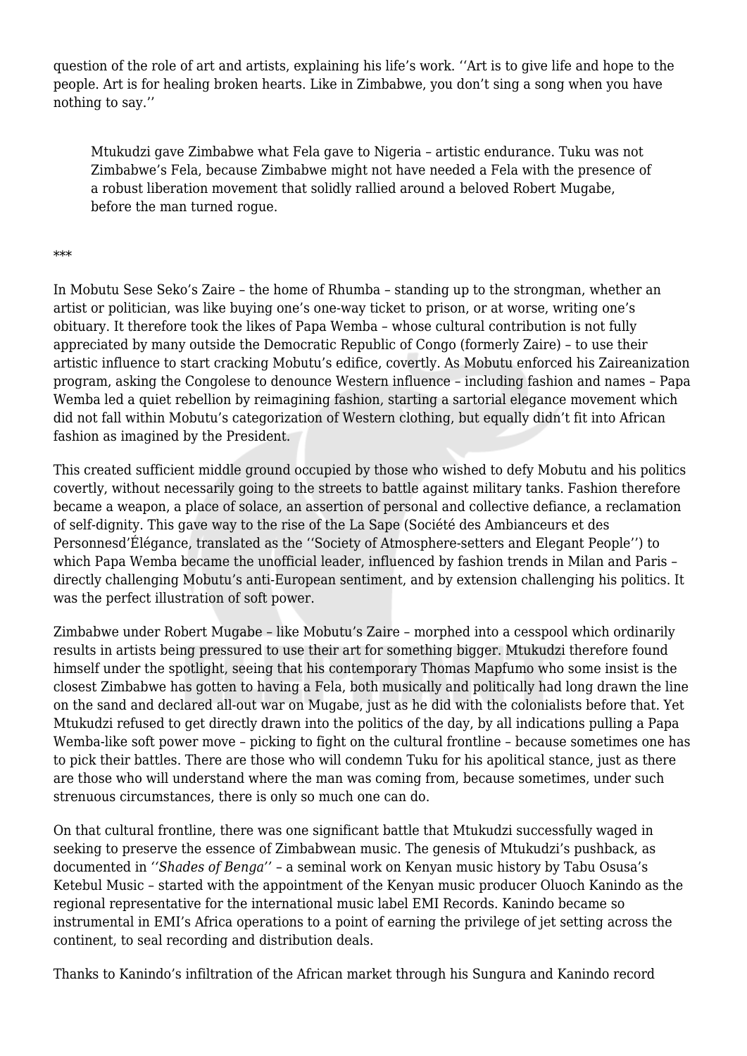question of the role of art and artists, explaining his life's work. ''Art is to give life and hope to the people. Art is for healing broken hearts. Like in Zimbabwe, you don't sing a song when you have nothing to say.''

> Mtukudzi gave Zimbabwe what Fela gave to Nigeria – artistic endurance. Tuku was not Zimbabwe's Fela, because Zimbabwe might not have needed a Fela with the presence of a robust liberation movement that solidly rallied around a beloved Robert Mugabe, before the man turned rogue.

***

In Mobutu Sese Seko's Zaire – the home of Rhumba – standing up to the strongman, whether an artist or politician, was like buying one's one-way ticket to prison, or at worse, writing one's obituary. It therefore took the likes of Papa Wemba – whose cultural contribution is not fully appreciated by many outside the Democratic Republic of Congo (formerly Zaire) – to use their artistic influence to start cracking Mobutu's edifice, covertly. As Mobutu enforced his Zaireanization program, asking the Congolese to denounce Western influence – including fashion and names – Papa Wemba led a quiet rebellion by reimagining fashion, starting a sartorial elegance movement which did not fall within Mobutu's categorization of Western clothing, but equally didn't fit into African fashion as imagined by the President.

This created sufficient middle ground occupied by those who wished to defy Mobutu and his politics covertly, without necessarily going to the streets to battle against military tanks. Fashion therefore became a weapon, a place of solace, an assertion of personal and collective defiance, a reclamation of self-dignity. This gave way to the rise of the La Sape (Société des Ambianceurs et des Personnesd'Élégance, translated as the ''Society of Atmosphere-setters and Elegant People'') to which Papa Wemba became the unofficial leader, influenced by fashion trends in Milan and Paris – directly challenging Mobutu's anti-European sentiment, and by extension challenging his politics. It was the perfect illustration of soft power.

Zimbabwe under Robert Mugabe – like Mobutu's Zaire – morphed into a cesspool which ordinarily results in artists being pressured to use their art for something bigger. Mtukudzi therefore found himself under the spotlight, seeing that his contemporary Thomas Mapfumo who some insist is the closest Zimbabwe has gotten to having a Fela, both musically and politically had long drawn the line on the sand and declared all-out war on Mugabe, just as he did with the colonialists before that. Yet Mtukudzi refused to get directly drawn into the politics of the day, by all indications pulling a Papa Wemba-like soft power move – picking to fight on the cultural frontline – because sometimes one has to pick their battles. There are those who will condemn Tuku for his apolitical stance, just as there are those who will understand where the man was coming from, because sometimes, under such strenuous circumstances, there is only so much one can do.

On that cultural frontline, there was one significant battle that Mtukudzi successfully waged in seeking to preserve the essence of Zimbabwean music. The genesis of Mtukudzi's pushback, as documented in ''*Shades of Benga*'' – a seminal work on Kenyan music history by Tabu Osusa's Ketebul Music – started with the appointment of the Kenyan music producer Oluoch Kanindo as the regional representative for the international music label EMI Records. Kanindo became so instrumental in EMI's Africa operations to a point of earning the privilege of jet setting across the continent, to seal recording and distribution deals.

Thanks to Kanindo's infiltration of the African market through his Sungura and Kanindo record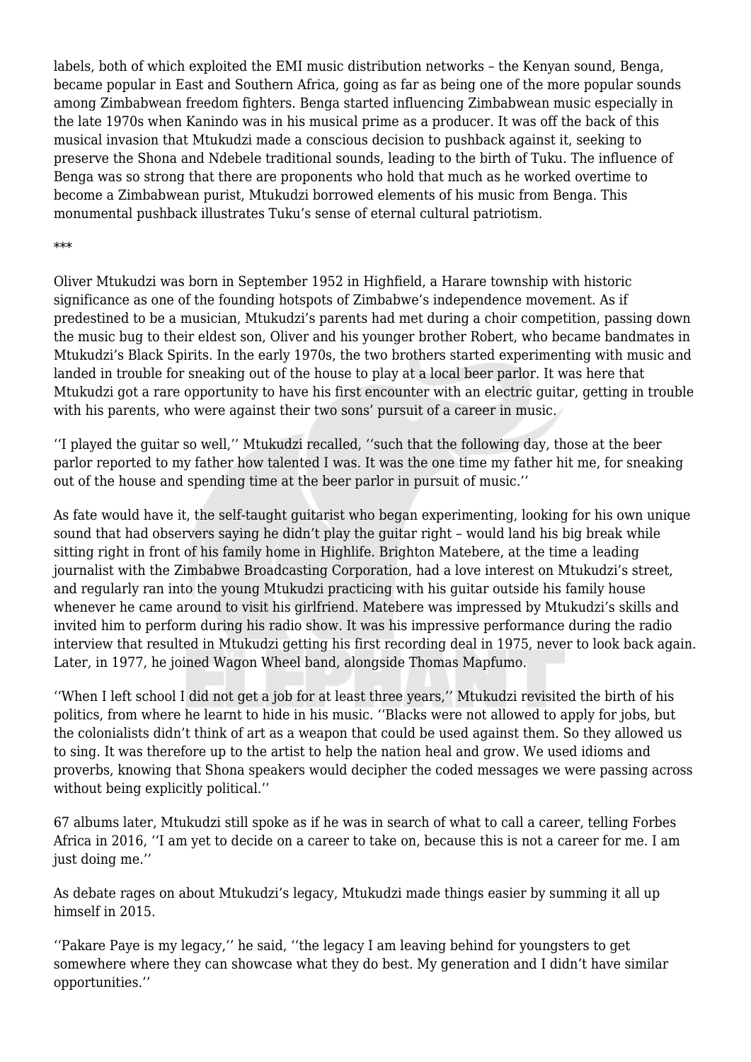labels, both of which exploited the EMI music distribution networks – the Kenyan sound, Benga, became popular in East and Southern Africa, going as far as being one of the more popular sounds among Zimbabwean freedom fighters. Benga started influencing Zimbabwean music especially in the late 1970s when Kanindo was in his musical prime as a producer. It was off the back of this musical invasion that Mtukudzi made a conscious decision to pushback against it, seeking to preserve the Shona and Ndebele traditional sounds, leading to the birth of Tuku. The influence of Benga was so strong that there are proponents who hold that much as he worked overtime to become a Zimbabwean purist, Mtukudzi borrowed elements of his music from Benga. This monumental pushback illustrates Tuku's sense of eternal cultural patriotism.

***

Oliver Mtukudzi was born in September 1952 in Highfield, a Harare township with historic significance as one of the founding hotspots of Zimbabwe's independence movement. As if predestined to be a musician, Mtukudzi's parents had met during a choir competition, passing down the music bug to their eldest son, Oliver and his younger brother Robert, who became bandmates in Mtukudzi's Black Spirits. In the early 1970s, the two brothers started experimenting with music and landed in trouble for sneaking out of the house to play at a local beer parlor. It was here that Mtukudzi got a rare opportunity to have his first encounter with an electric guitar, getting in trouble with his parents, who were against their two sons' pursuit of a career in music.

''I played the guitar so well,'' Mtukudzi recalled, ''such that the following day, those at the beer parlor reported to my father how talented I was. It was the one time my father hit me, for sneaking out of the house and spending time at the beer parlor in pursuit of music.''

As fate would have it, the self-taught guitarist who began experimenting, looking for his own unique sound that had observers saying he didn't play the guitar right – would land his big break while sitting right in front of his family home in Highlife. Brighton Matebere, at the time a leading journalist with the Zimbabwe Broadcasting Corporation, had a love interest on Mtukudzi's street, and regularly ran into the young Mtukudzi practicing with his guitar outside his family house whenever he came around to visit his girlfriend. Matebere was impressed by Mtukudzi's skills and invited him to perform during his radio show. It was his impressive performance during the radio interview that resulted in Mtukudzi getting his first recording deal in 1975, never to look back again. Later, in 1977, he joined Wagon Wheel band, alongside Thomas Mapfumo.

''When I left school I did not get a job for at least three years,'' Mtukudzi revisited the birth of his politics, from where he learnt to hide in his music. ''Blacks were not allowed to apply for jobs, but the colonialists didn't think of art as a weapon that could be used against them. So they allowed us to sing. It was therefore up to the artist to help the nation heal and grow. We used idioms and proverbs, knowing that Shona speakers would decipher the coded messages we were passing across without being explicitly political.''

67 albums later, Mtukudzi still spoke as if he was in search of what to call a career, telling Forbes Africa in 2016, ''I am yet to decide on a career to take on, because this is not a career for me. I am just doing me.''

As debate rages on about Mtukudzi's legacy, Mtukudzi made things easier by summing it all up himself in 2015.

''Pakare Paye is my legacy,'' he said, ''the legacy I am leaving behind for youngsters to get somewhere where they can showcase what they do best. My generation and I didn't have similar opportunities.''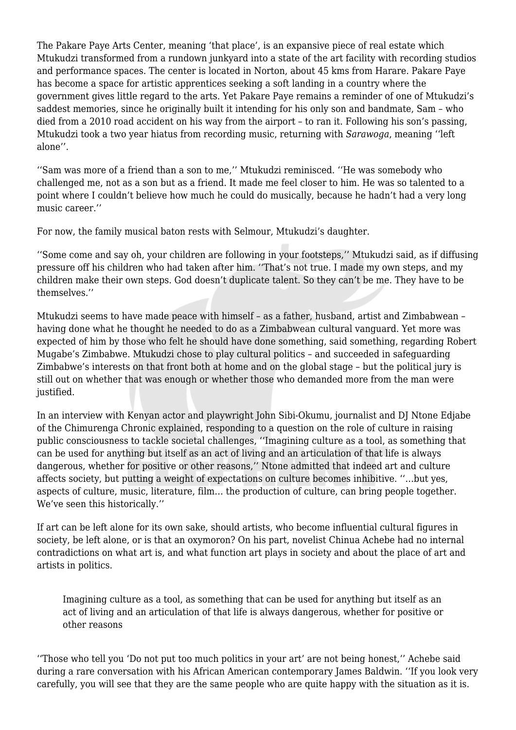The Pakare Paye Arts Center, meaning 'that place', is an expansive piece of real estate which Mtukudzi transformed from a rundown junkyard into a state of the art facility with recording studios and performance spaces. The center is located in Norton, about 45 kms from Harare. Pakare Paye has become a space for artistic apprentices seeking a soft landing in a country where the government gives little regard to the arts. Yet Pakare Paye remains a reminder of one of Mtukudzi's saddest memories, since he originally built it intending for his only son and bandmate, Sam – who died from a 2010 road accident on his way from the airport – to ran it. Following his son's passing, Mtukudzi took a two year hiatus from recording music, returning with *Sarawoga*, meaning ''left alone''.

''Sam was more of a friend than a son to me,'' Mtukudzi reminisced. ''He was somebody who challenged me, not as a son but as a friend. It made me feel closer to him. He was so talented to a point where I couldn't believe how much he could do musically, because he hadn't had a very long music career.''

For now, the family musical baton rests with Selmour, Mtukudzi's daughter.

''Some come and say oh, your children are following in your footsteps,'' Mtukudzi said, as if diffusing pressure off his children who had taken after him. ''That's not true. I made my own steps, and my children make their own steps. God doesn't duplicate talent. So they can't be me. They have to be themselves.''

Mtukudzi seems to have made peace with himself – as a father, husband, artist and Zimbabwean – having done what he thought he needed to do as a Zimbabwean cultural vanguard. Yet more was expected of him by those who felt he should have done something, said something, regarding Robert Mugabe's Zimbabwe. Mtukudzi chose to play cultural politics – and succeeded in safeguarding Zimbabwe's interests on that front both at home and on the global stage – but the political jury is still out on whether that was enough or whether those who demanded more from the man were justified.

In an interview with Kenyan actor and playwright John Sibi-Okumu, journalist and DJ Ntone Edjabe of the Chimurenga Chronic explained, responding to a question on the role of culture in raising public consciousness to tackle societal challenges, ''Imagining culture as a tool, as something that can be used for anything but itself as an act of living and an articulation of that life is always dangerous, whether for positive or other reasons,'' Ntone admitted that indeed art and culture affects society, but putting a weight of expectations on culture becomes inhibitive. ''…but yes, aspects of culture, music, literature, film… the production of culture, can bring people together. We've seen this historically.''

If art can be left alone for its own sake, should artists, who become influential cultural figures in society, be left alone, or is that an oxymoron? On his part, novelist Chinua Achebe had no internal contradictions on what art is, and what function art plays in society and about the place of art and artists in politics.

> Imagining culture as a tool, as something that can be used for anything but itself as an act of living and an articulation of that life is always dangerous, whether for positive or other reasons

''Those who tell you 'Do not put too much politics in your art' are not being honest,'' Achebe said during a rare conversation with his African American contemporary James Baldwin. ''If you look very carefully, you will see that they are the same people who are quite happy with the situation as it is.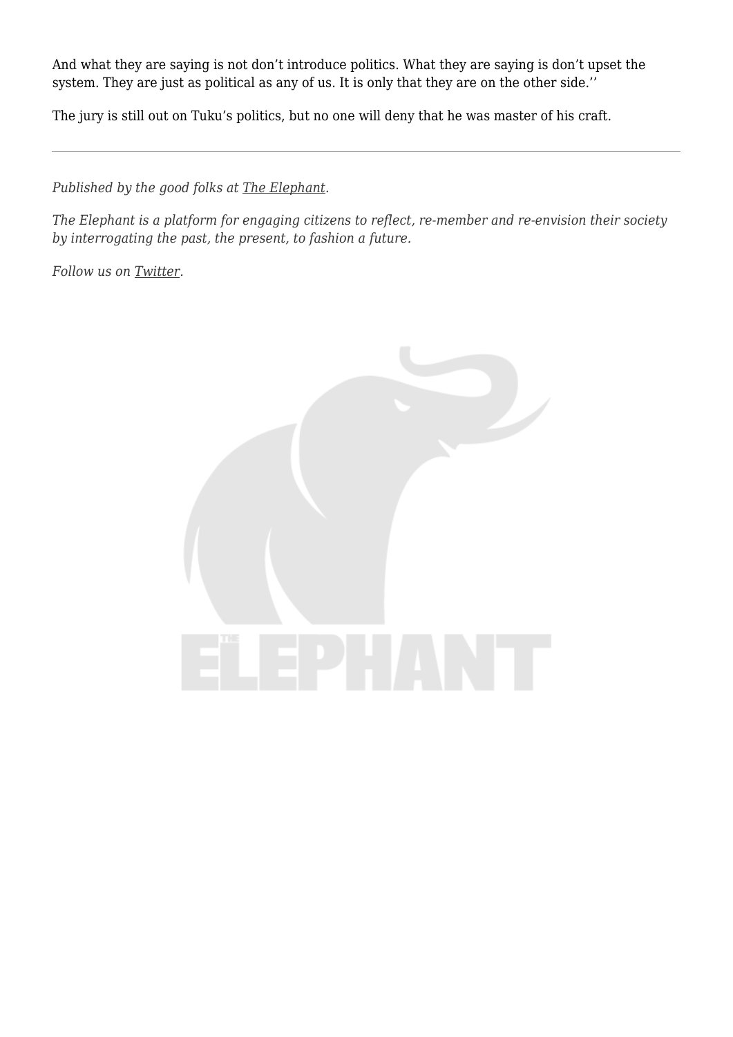And what they are saying is not don't introduce politics. What they are saying is don't upset the system. They are just as political as any of us. It is only that they are on the other side.''

The jury is still out on Tuku's politics, but no one will deny that he was master of his craft.

---

*Published by the good folks at The Elephant.*

*The Elephant is a platform for engaging citizens to reflect, re-member and re-envision their society by interrogating the past, the present, to fashion a future.*

*Follow us on Twitter.*